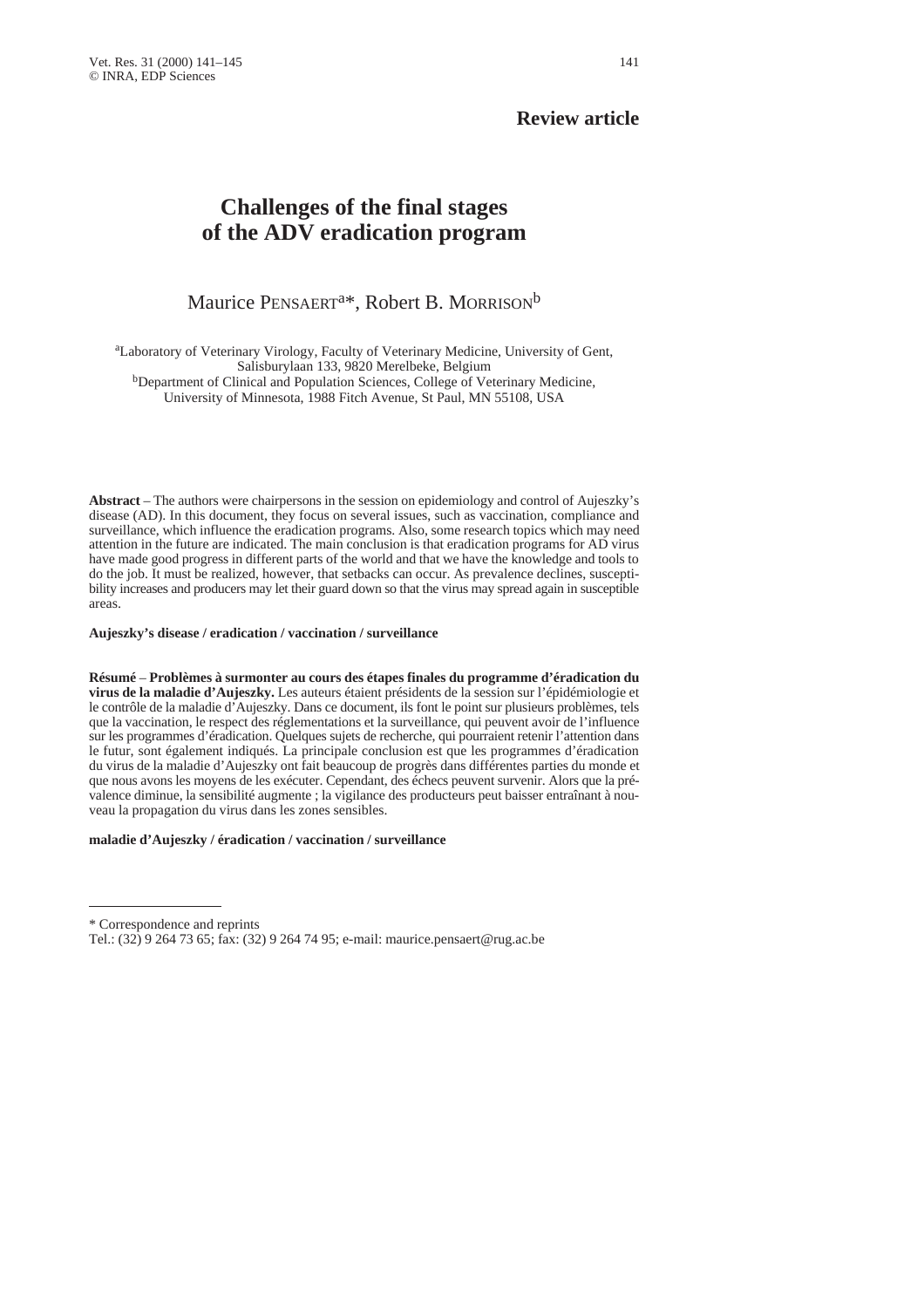**Review article**

# Challenges of the final stages of the ADV eradication program

Maurice Pensaert[a]*, Robert B. Morrison[b]

[a]Laboratory of Veterinary Virology, Faculty of Veterinary Medicine, University of Gent, Salisburylaan 133, 9820 Merelbeke, Belgium
[b]Department of Clinical and Population Sciences, College of Veterinary Medicine, University of Minnesota, 1988 Fitch Avenue, St Paul, MN 55108, USA

**Abstract** – The authors were chairpersons in the session on epidemiology and control of Aujeszky's disease (AD). In this document, they focus on several issues, such as vaccination, compliance and surveillance, which influence the eradication programs. Also, some research topics which may need attention in the future are indicated. The main conclusion is that eradication programs for AD virus have made good progress in different parts of the world and that we have the knowledge and tools to do the job. It must be realized, however, that setbacks can occur. As prevalence declines, susceptibility increases and producers may let their guard down so that the virus may spread again in susceptible areas.

**Aujeszky's disease / eradication / vaccination / surveillance**

**Résumé** – **Problèmes à surmonter au cours des étapes finales du programme d'éradication du virus de la maladie d'Aujeszky.** Les auteurs étaient présidents de la session sur l'épidémiologie et le contrôle de la maladie d'Aujeszky. Dans ce document, ils font le point sur plusieurs problèmes, tels que la vaccination, le respect des réglementations et la surveillance, qui peuvent avoir de l'influence sur les programmes d'éradication. Quelques sujets de recherche, qui pourraient retenir l'attention dans le futur, sont également indiqués. La principale conclusion est que les programmes d'éradication du virus de la maladie d'Aujeszky ont fait beaucoup de progrès dans différentes parties du monde et que nous avons les moyens de les exécuter. Cependant, des échecs peuvent survenir. Alors que la prévalence diminue, la sensibilité augmente ; la vigilance des producteurs peut baisser entraînant à nouveau la propagation du virus dans les zones sensibles.

**maladie d'Aujeszky / éradication / vaccination / surveillance**

---

\* Correspondence and reprints
Tel.: (32) 9 264 73 65; fax: (32) 9 264 74 95; e-mail: maurice.pensaert@rug.ac.be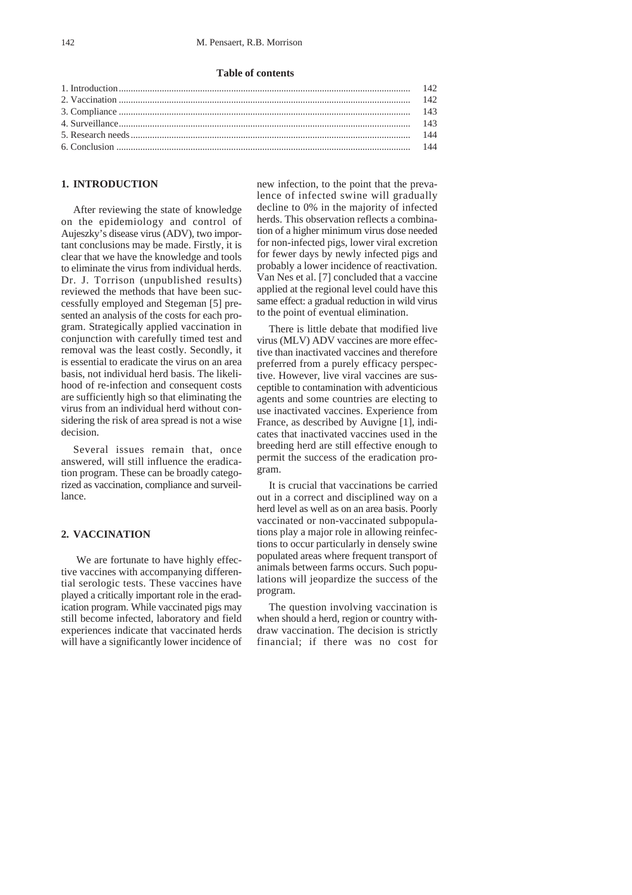**Table of contents**

| | |
|---|---|
| 1. Introduction | 142 |
| 2. Vaccination | 142 |
| 3. Compliance | 143 |
| 4. Surveillance | 143 |
| 5. Research needs | 144 |
| 6. Conclusion | 144 |

## 1. INTRODUCTION

After reviewing the state of knowledge on the epidemiology and control of Aujeszky's disease virus (ADV), two important conclusions may be made. Firstly, it is clear that we have the knowledge and tools to eliminate the virus from individual herds. Dr. J. Torrison (unpublished results) reviewed the methods that have been successfully employed and Stegeman [5] presented an analysis of the costs for each program. Strategically applied vaccination in conjunction with carefully timed test and removal was the least costly. Secondly, it is essential to eradicate the virus on an area basis, not individual herd basis. The likelihood of re-infection and consequent costs are sufficiently high so that eliminating the virus from an individual herd without considering the risk of area spread is not a wise decision.

Several issues remain that, once answered, will still influence the eradication program. These can be broadly categorized as vaccination, compliance and surveillance.

## 2. VACCINATION

We are fortunate to have highly effective vaccines with accompanying differential serologic tests. These vaccines have played a critically important role in the eradication program. While vaccinated pigs may still become infected, laboratory and field experiences indicate that vaccinated herds will have a significantly lower incidence of new infection, to the point that the prevalence of infected swine will gradually decline to 0% in the majority of infected herds. This observation reflects a combination of a higher minimum virus dose needed for non-infected pigs, lower viral excretion for fewer days by newly infected pigs and probably a lower incidence of reactivation. Van Nes et al. [7] concluded that a vaccine applied at the regional level could have this same effect: a gradual reduction in wild virus to the point of eventual elimination.

There is little debate that modified live virus (MLV) ADV vaccines are more effective than inactivated vaccines and therefore preferred from a purely efficacy perspective. However, live viral vaccines are susceptible to contamination with adventicious agents and some countries are electing to use inactivated vaccines. Experience from France, as described by Auvigne [1], indicates that inactivated vaccines used in the breeding herd are still effective enough to permit the success of the eradication program.

It is crucial that vaccinations be carried out in a correct and disciplined way on a herd level as well as on an area basis. Poorly vaccinated or non-vaccinated subpopulations play a major role in allowing reinfections to occur particularly in densely swine populated areas where frequent transport of animals between farms occurs. Such populations will jeopardize the success of the program.

The question involving vaccination is when should a herd, region or country withdraw vaccination. The decision is strictly financial; if there was no cost for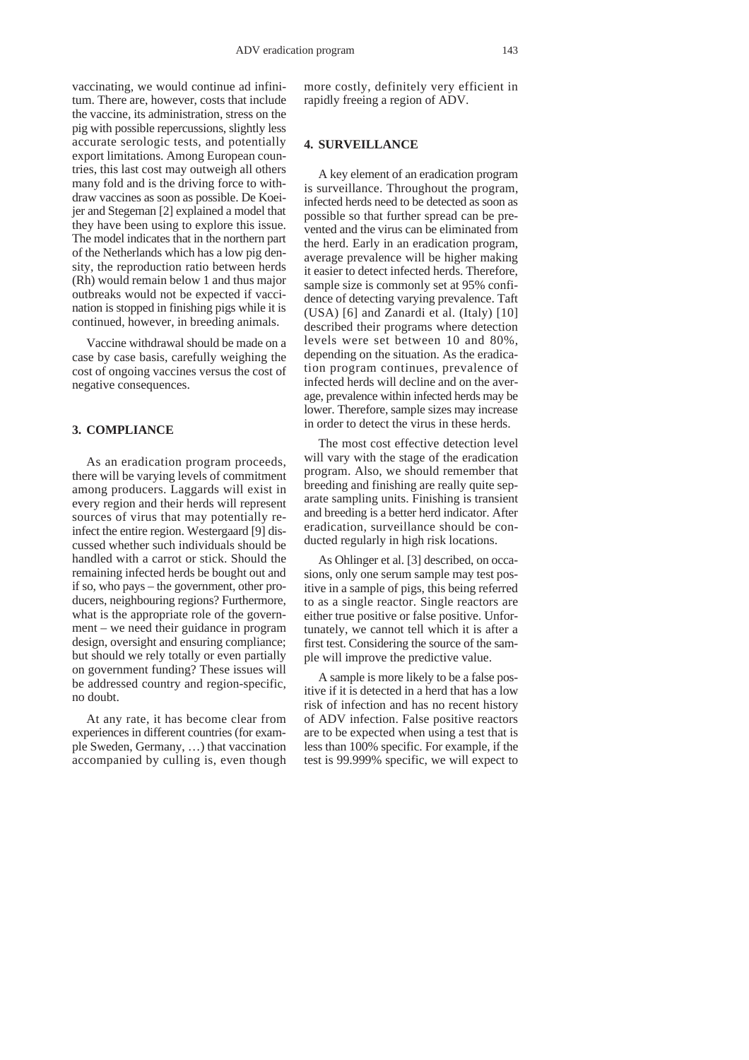vaccinating, we would continue ad infinitum. There are, however, costs that include the vaccine, its administration, stress on the pig with possible repercussions, slightly less accurate serologic tests, and potentially export limitations. Among European countries, this last cost may outweigh all others many fold and is the driving force to withdraw vaccines as soon as possible. De Koeijer and Stegeman [2] explained a model that they have been using to explore this issue. The model indicates that in the northern part of the Netherlands which has a low pig density, the reproduction ratio between herds (Rh) would remain below 1 and thus major outbreaks would not be expected if vaccination is stopped in finishing pigs while it is continued, however, in breeding animals.

Vaccine withdrawal should be made on a case by case basis, carefully weighing the cost of ongoing vaccines versus the cost of negative consequences.

## 3. COMPLIANCE

As an eradication program proceeds, there will be varying levels of commitment among producers. Laggards will exist in every region and their herds will represent sources of virus that may potentially reinfect the entire region. Westergaard [9] discussed whether such individuals should be handled with a carrot or stick. Should the remaining infected herds be bought out and if so, who pays – the government, other producers, neighbouring regions? Furthermore, what is the appropriate role of the government – we need their guidance in program design, oversight and ensuring compliance; but should we rely totally or even partially on government funding? These issues will be addressed country and region-specific, no doubt.

At any rate, it has become clear from experiences in different countries (for example Sweden, Germany, …) that vaccination accompanied by culling is, even though more costly, definitely very efficient in rapidly freeing a region of ADV.

## 4. SURVEILLANCE

A key element of an eradication program is surveillance. Throughout the program, infected herds need to be detected as soon as possible so that further spread can be prevented and the virus can be eliminated from the herd. Early in an eradication program, average prevalence will be higher making it easier to detect infected herds. Therefore, sample size is commonly set at 95% confidence of detecting varying prevalence. Taft (USA) [6] and Zanardi et al. (Italy) [10] described their programs where detection levels were set between 10 and 80%, depending on the situation. As the eradication program continues, prevalence of infected herds will decline and on the average, prevalence within infected herds may be lower. Therefore, sample sizes may increase in order to detect the virus in these herds.

The most cost effective detection level will vary with the stage of the eradication program. Also, we should remember that breeding and finishing are really quite separate sampling units. Finishing is transient and breeding is a better herd indicator. After eradication, surveillance should be conducted regularly in high risk locations.

As Ohlinger et al. [3] described, on occasions, only one serum sample may test positive in a sample of pigs, this being referred to as a single reactor. Single reactors are either true positive or false positive. Unfortunately, we cannot tell which it is after a first test. Considering the source of the sample will improve the predictive value.

A sample is more likely to be a false positive if it is detected in a herd that has a low risk of infection and has no recent history of ADV infection. False positive reactors are to be expected when using a test that is less than 100% specific. For example, if the test is 99.999% specific, we will expect to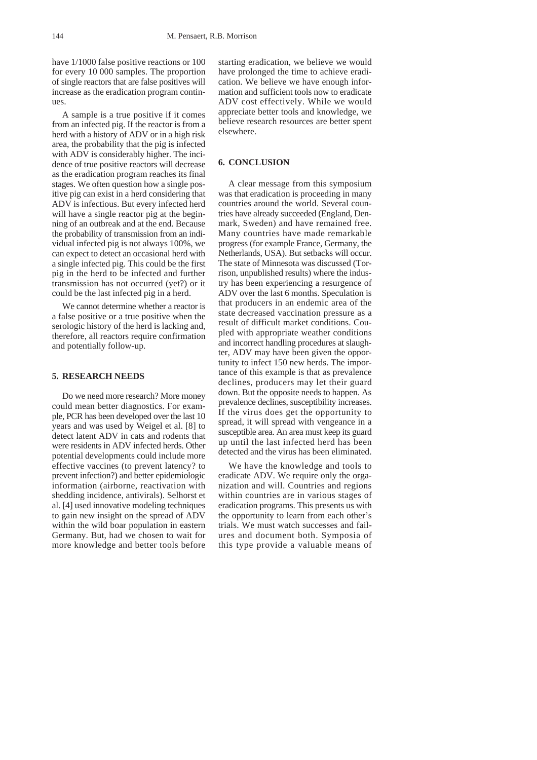have 1/1000 false positive reactions or 100 for every 10 000 samples. The proportion of single reactors that are false positives will increase as the eradication program continues.

A sample is a true positive if it comes from an infected pig. If the reactor is from a herd with a history of ADV or in a high risk area, the probability that the pig is infected with ADV is considerably higher. The incidence of true positive reactors will decrease as the eradication program reaches its final stages. We often question how a single positive pig can exist in a herd considering that ADV is infectious. But every infected herd will have a single reactor pig at the beginning of an outbreak and at the end. Because the probability of transmission from an individual infected pig is not always 100%, we can expect to detect an occasional herd with a single infected pig. This could be the first pig in the herd to be infected and further transmission has not occurred (yet?) or it could be the last infected pig in a herd.

We cannot determine whether a reactor is a false positive or a true positive when the serologic history of the herd is lacking and, therefore, all reactors require confirmation and potentially follow-up.

## 5. RESEARCH NEEDS

Do we need more research? More money could mean better diagnostics. For example, PCR has been developed over the last 10 years and was used by Weigel et al. [8] to detect latent ADV in cats and rodents that were residents in ADV infected herds. Other potential developments could include more effective vaccines (to prevent latency? to prevent infection?) and better epidemiologic information (airborne, reactivation with shedding incidence, antivirals). Selhorst et al. [4] used innovative modeling techniques to gain new insight on the spread of ADV within the wild boar population in eastern Germany. But, had we chosen to wait for more knowledge and better tools before starting eradication, we believe we would have prolonged the time to achieve eradication. We believe we have enough information and sufficient tools now to eradicate ADV cost effectively. While we would appreciate better tools and knowledge, we believe research resources are better spent elsewhere.

## 6. CONCLUSION

A clear message from this symposium was that eradication is proceeding in many countries around the world. Several countries have already succeeded (England, Denmark, Sweden) and have remained free. Many countries have made remarkable progress (for example France, Germany, the Netherlands, USA). But setbacks will occur. The state of Minnesota was discussed (Torrison, unpublished results) where the industry has been experiencing a resurgence of ADV over the last 6 months. Speculation is that producers in an endemic area of the state decreased vaccination pressure as a result of difficult market conditions. Coupled with appropriate weather conditions and incorrect handling procedures at slaughter, ADV may have been given the opportunity to infect 150 new herds. The importance of this example is that as prevalence declines, producers may let their guard down. But the opposite needs to happen. As prevalence declines, susceptibility increases. If the virus does get the opportunity to spread, it will spread with vengeance in a susceptible area. An area must keep its guard up until the last infected herd has been detected and the virus has been eliminated.

We have the knowledge and tools to eradicate ADV. We require only the organization and will. Countries and regions within countries are in various stages of eradication programs. This presents us with the opportunity to learn from each other's trials. We must watch successes and failures and document both. Symposia of this type provide a valuable means of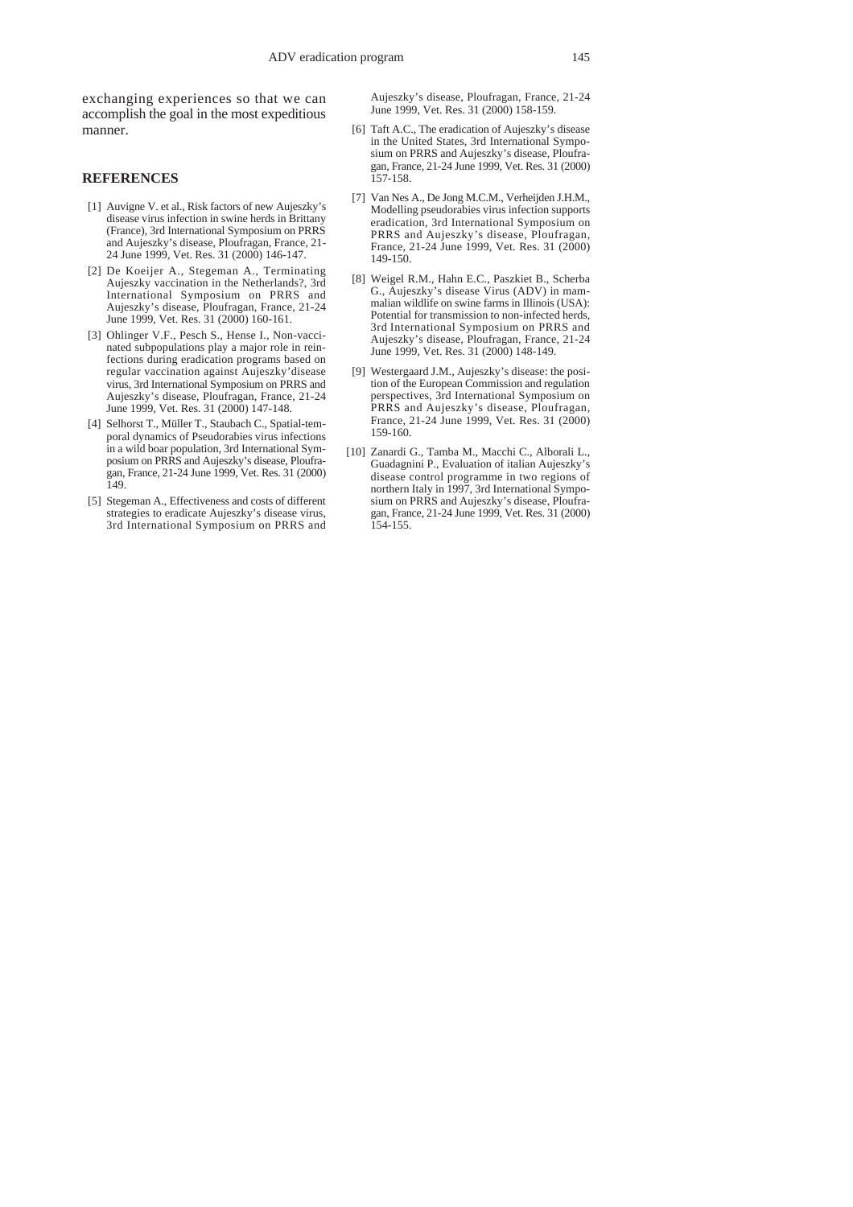exchanging experiences so that we can accomplish the goal in the most expeditious manner.

## REFERENCES

[1] Auvigne V. et al., Risk factors of new Aujeszky's disease virus infection in swine herds in Brittany (France), 3rd International Symposium on PRRS and Aujeszky's disease, Ploufragan, France, 21-24 June 1999, Vet. Res. 31 (2000) 146-147.

[2] De Koeijer A., Stegeman A., Terminating Aujeszky vaccination in the Netherlands?, 3rd International Symposium on PRRS and Aujeszky's disease, Ploufragan, France, 21-24 June 1999, Vet. Res. 31 (2000) 160-161.

[3] Ohlinger V.F., Pesch S., Hense I., Non-vaccinated subpopulations play a major role in reinfections during eradication programs based on regular vaccination against Aujeszky'disease virus, 3rd International Symposium on PRRS and Aujeszky's disease, Ploufragan, France, 21-24 June 1999, Vet. Res. 31 (2000) 147-148.

[4] Selhorst T., Müller T., Staubach C., Spatial-temporal dynamics of Pseudorabies virus infections in a wild boar population, 3rd International Symposium on PRRS and Aujeszky's disease, Ploufragan, France, 21-24 June 1999, Vet. Res. 31 (2000) 149.

[5] Stegeman A., Effectiveness and costs of different strategies to eradicate Aujeszky's disease virus, 3rd International Symposium on PRRS and Aujeszky's disease, Ploufragan, France, 21-24 June 1999, Vet. Res. 31 (2000) 158-159.

[6] Taft A.C., The eradication of Aujeszky's disease in the United States, 3rd International Symposium on PRRS and Aujeszky's disease, Ploufragan, France, 21-24 June 1999, Vet. Res. 31 (2000) 157-158.

[7] Van Nes A., De Jong M.C.M., Verheijden J.H.M., Modelling pseudorabies virus infection supports eradication, 3rd International Symposium on PRRS and Aujeszky's disease, Ploufragan, France, 21-24 June 1999, Vet. Res. 31 (2000) 149-150.

[8] Weigel R.M., Hahn E.C., Paszkiet B., Scherba G., Aujeszky's disease Virus (ADV) in mammalian wildlife on swine farms in Illinois (USA): Potential for transmission to non-infected herds, 3rd International Symposium on PRRS and Aujeszky's disease, Ploufragan, France, 21-24 June 1999, Vet. Res. 31 (2000) 148-149.

[9] Westergaard J.M., Aujeszky's disease: the position of the European Commission and regulation perspectives, 3rd International Symposium on PRRS and Aujeszky's disease, Ploufragan, France, 21-24 June 1999, Vet. Res. 31 (2000) 159-160.

[10] Zanardi G., Tamba M., Macchi C., Alborali L., Guadagnini P., Evaluation of italian Aujeszky's disease control programme in two regions of northern Italy in 1997, 3rd International Symposium on PRRS and Aujeszky's disease, Ploufragan, France, 21-24 June 1999, Vet. Res. 31 (2000) 154-155.